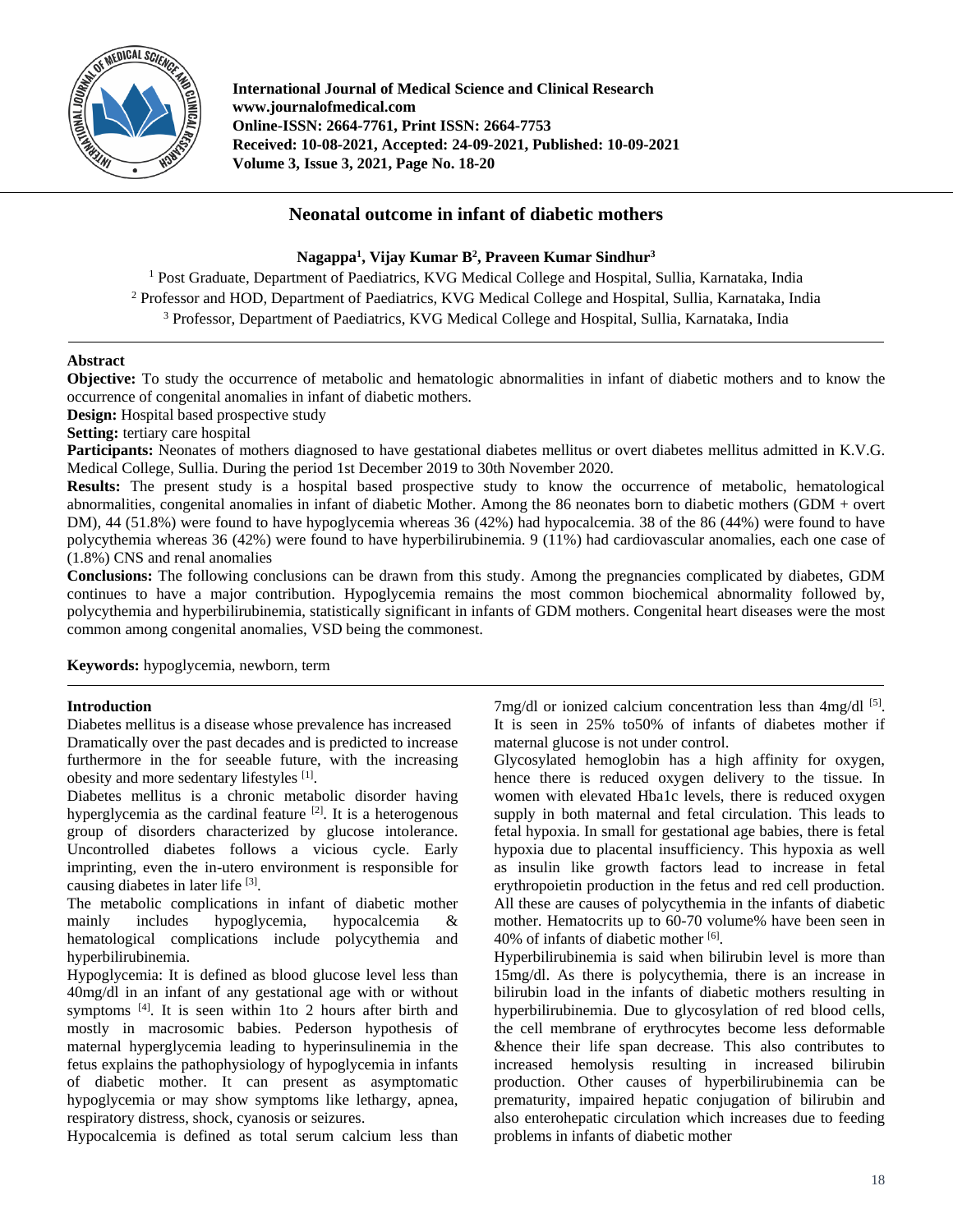# Neonatal outcome in infant of diabetic mothers

**Nagappa[1], Vijay Kumar B[2], Praveen Kumar Sindhur[3]**

[1] Post Graduate, Department of Paediatrics, KVG Medical College and Hospital, Sullia, Karnataka, India
[2] Professor and HOD, Department of Paediatrics, KVG Medical College and Hospital, Sullia, Karnataka, India
[3] Professor, Department of Paediatrics, KVG Medical College and Hospital, Sullia, Karnataka, India

## Abstract

**Objective:** To study the occurrence of metabolic and hematologic abnormalities in infant of diabetic mothers and to know the occurrence of congenital anomalies in infant of diabetic mothers.

**Design:** Hospital based prospective study

**Setting:** tertiary care hospital

**Participants:** Neonates of mothers diagnosed to have gestational diabetes mellitus or overt diabetes mellitus admitted in K.V.G. Medical College, Sullia. During the period 1st December 2019 to 30th November 2020.

**Results:** The present study is a hospital based prospective study to know the occurrence of metabolic, hematological abnormalities, congenital anomalies in infant of diabetic Mother. Among the 86 neonates born to diabetic mothers (GDM + overt DM), 44 (51.8%) were found to have hypoglycemia whereas 36 (42%) had hypocalcemia. 38 of the 86 (44%) were found to have polycythemia whereas 36 (42%) were found to have hyperbilirubinemia. 9 (11%) had cardiovascular anomalies, each one case of (1.8%) CNS and renal anomalies

**Conclusions:** The following conclusions can be drawn from this study. Among the pregnancies complicated by diabetes, GDM continues to have a major contribution. Hypoglycemia remains the most common biochemical abnormality followed by, polycythemia and hyperbilirubinemia, statistically significant in infants of GDM mothers. Congenital heart diseases were the most common among congenital anomalies, VSD being the commonest.

**Keywords:** hypoglycemia, newborn, term

## Introduction

Diabetes mellitus is a disease whose prevalence has increased Dramatically over the past decades and is predicted to increase furthermore in the for seeable future, with the increasing obesity and more sedentary lifestyles [1].

Diabetes mellitus is a chronic metabolic disorder having hyperglycemia as the cardinal feature [2]. It is a heterogenous group of disorders characterized by glucose intolerance. Uncontrolled diabetes follows a vicious cycle. Early imprinting, even the in-utero environment is responsible for causing diabetes in later life [3].

The metabolic complications in infant of diabetic mother mainly includes hypoglycemia, hypocalcemia & hematological complications include polycythemia and hyperbilirubinemia.

Hypoglycemia: It is defined as blood glucose level less than 40mg/dl in an infant of any gestational age with or without symptoms [4]. It is seen within 1to 2 hours after birth and mostly in macrosomic babies. Pederson hypothesis of maternal hyperglycemia leading to hyperinsulinemia in the fetus explains the pathophysiology of hypoglycemia in infants of diabetic mother. It can present as asymptomatic hypoglycemia or may show symptoms like lethargy, apnea, respiratory distress, shock, cyanosis or seizures.

Hypocalcemia is defined as total serum calcium less than 7mg/dl or ionized calcium concentration less than 4mg/dl [5]. It is seen in 25% to50% of infants of diabetes mother if maternal glucose is not under control.

Glycosylated hemoglobin has a high affinity for oxygen, hence there is reduced oxygen delivery to the tissue. In women with elevated Hba1c levels, there is reduced oxygen supply in both maternal and fetal circulation. This leads to fetal hypoxia. In small for gestational age babies, there is fetal hypoxia due to placental insufficiency. This hypoxia as well as insulin like growth factors lead to increase in fetal erythropoietin production in the fetus and red cell production. All these are causes of polycythemia in the infants of diabetic mother. Hematocrits up to 60-70 volume% have been seen in 40% of infants of diabetic mother [6].

Hyperbilirubinemia is said when bilirubin level is more than 15mg/dl. As there is polycythemia, there is an increase in bilirubin load in the infants of diabetic mothers resulting in hyperbilirubinemia. Due to glycosylation of red blood cells, the cell membrane of erythrocytes become less deformable &hence their life span decrease. This also contributes to increased hemolysis resulting in increased bilirubin production. Other causes of hyperbilirubinemia can be prematurity, impaired hepatic conjugation of bilirubin and also enterohepatic circulation which increases due to feeding problems in infants of diabetic mother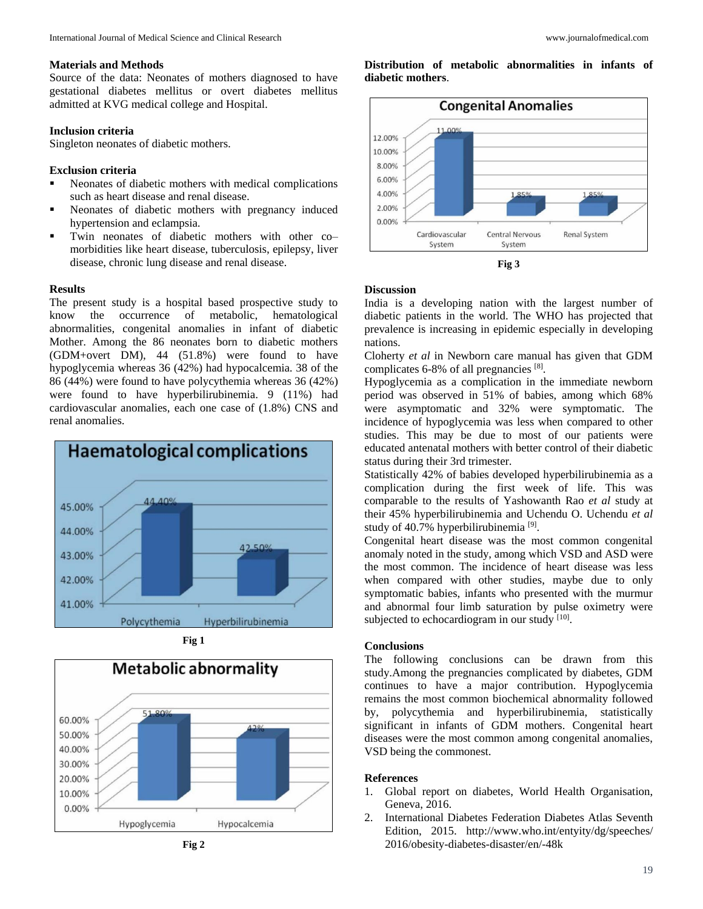### Materials and Methods

Source of the data: Neonates of mothers diagnosed to have gestational diabetes mellitus or overt diabetes mellitus admitted at KVG medical college and Hospital.

### Inclusion criteria

Singleton neonates of diabetic mothers.

### Exclusion criteria

- Neonates of diabetic mothers with medical complications such as heart disease and renal disease.
- Neonates of diabetic mothers with pregnancy induced hypertension and eclampsia.
- Twin neonates of diabetic mothers with other co–morbidities like heart disease, tuberculosis, epilepsy, liver disease, chronic lung disease and renal disease.

### Results

The present study is a hospital based prospective study to know the occurrence of metabolic, hematological abnormalities, congenital anomalies in infant of diabetic Mother. Among the 86 neonates born to diabetic mothers (GDM+overt DM), 44 (51.8%) were found to have hypoglycemia whereas 36 (42%) had hypocalcemia. 38 of the 86 (44%) were found to have polycythemia whereas 36 (42%) were found to have hyperbilirubinemia. 9 (11%) had cardiovascular anomalies, each one case of (1.8%) CNS and renal anomalies.

**Haematological complications**

| | Polycythemia | Hyperbilirubinemia |
|---|---|---|
| % | 44.40% | 42.50% |

**Fig 1**

**Metabolic abnormality**

| | Hypoglycemia | Hypocalcemia |
|---|---|---|
| % | 51.80% | 42% |

**Fig 2**

**Distribution of metabolic abnormalities in infants of diabetic mothers**.

**Congenital Anomalies**

| | Cardiovascular System | Central Nervous System | Renal System |
|---|---|---|---|
| % | 11.00% | 1.85% | 1.85% |

**Fig 3**

### Discussion

India is a developing nation with the largest number of diabetic patients in the world. The WHO has projected that prevalence is increasing in epidemic especially in developing nations.

Cloherty *et al* in Newborn care manual has given that GDM complicates 6-8% of all pregnancies [8].

Hypoglycemia as a complication in the immediate newborn period was observed in 51% of babies, among which 68% were asymptomatic and 32% were symptomatic. The incidence of hypoglycemia was less when compared to other studies. This may be due to most of our patients were educated antenatal mothers with better control of their diabetic status during their 3rd trimester.

Statistically 42% of babies developed hyperbilirubinemia as a complication during the first week of life. This was comparable to the results of Yashowanth Rao *et al* study at their 45% hyperbilirubinemia and Uchendu O. Uchendu *et al* study of 40.7% hyperbilirubinemia [9].

Congenital heart disease was the most common congenital anomaly noted in the study, among which VSD and ASD were the most common. The incidence of heart disease was less when compared with other studies, maybe due to only symptomatic babies, infants who presented with the murmur and abnormal four limb saturation by pulse oximetry were subjected to echocardiogram in our study [10].

### Conclusions

The following conclusions can be drawn from this study.Among the pregnancies complicated by diabetes, GDM continues to have a major contribution. Hypoglycemia remains the most common biochemical abnormality followed by, polycythemia and hyperbilirubinemia, statistically significant in infants of GDM mothers. Congenital heart diseases were the most common among congenital anomalies, VSD being the commonest.

### References

1. Global report on diabetes, World Health Organisation, Geneva, 2016.
2. International Diabetes Federation Diabetes Atlas Seventh Edition, 2015. http://www.who.int/entyity/dg/speeches/2016/obesity-diabetes-disaster/en/-48k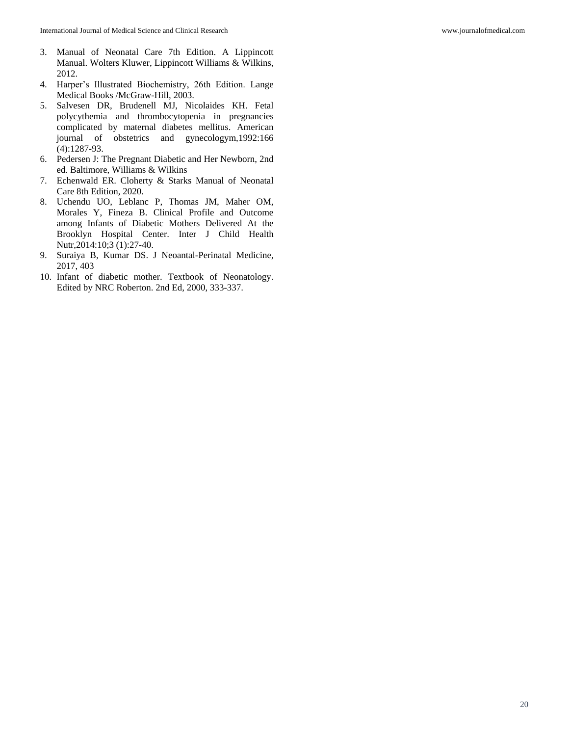3. Manual of Neonatal Care 7th Edition. A Lippincott Manual. Wolters Kluwer, Lippincott Williams & Wilkins, 2012.
4. Harper's Illustrated Biochemistry, 26th Edition. Lange Medical Books /McGraw-Hill, 2003.
5. Salvesen DR, Brudenell MJ, Nicolaides KH. Fetal polycythemia and thrombocytopenia in pregnancies complicated by maternal diabetes mellitus. American journal of obstetrics and gynecologym,1992:166 (4):1287-93.
6. Pedersen J: The Pregnant Diabetic and Her Newborn, 2nd ed. Baltimore, Williams & Wilkins
7. Echenwald ER. Cloherty & Starks Manual of Neonatal Care 8th Edition, 2020.
8. Uchendu UO, Leblanc P, Thomas JM, Maher OM, Morales Y, Fineza B. Clinical Profile and Outcome among Infants of Diabetic Mothers Delivered At the Brooklyn Hospital Center. Inter J Child Health Nutr,2014:10;3 (1):27-40.
9. Suraiya B, Kumar DS. J Neoantal-Perinatal Medicine, 2017, 403
10. Infant of diabetic mother. Textbook of Neonatology. Edited by NRC Roberton. 2nd Ed, 2000, 333-337.